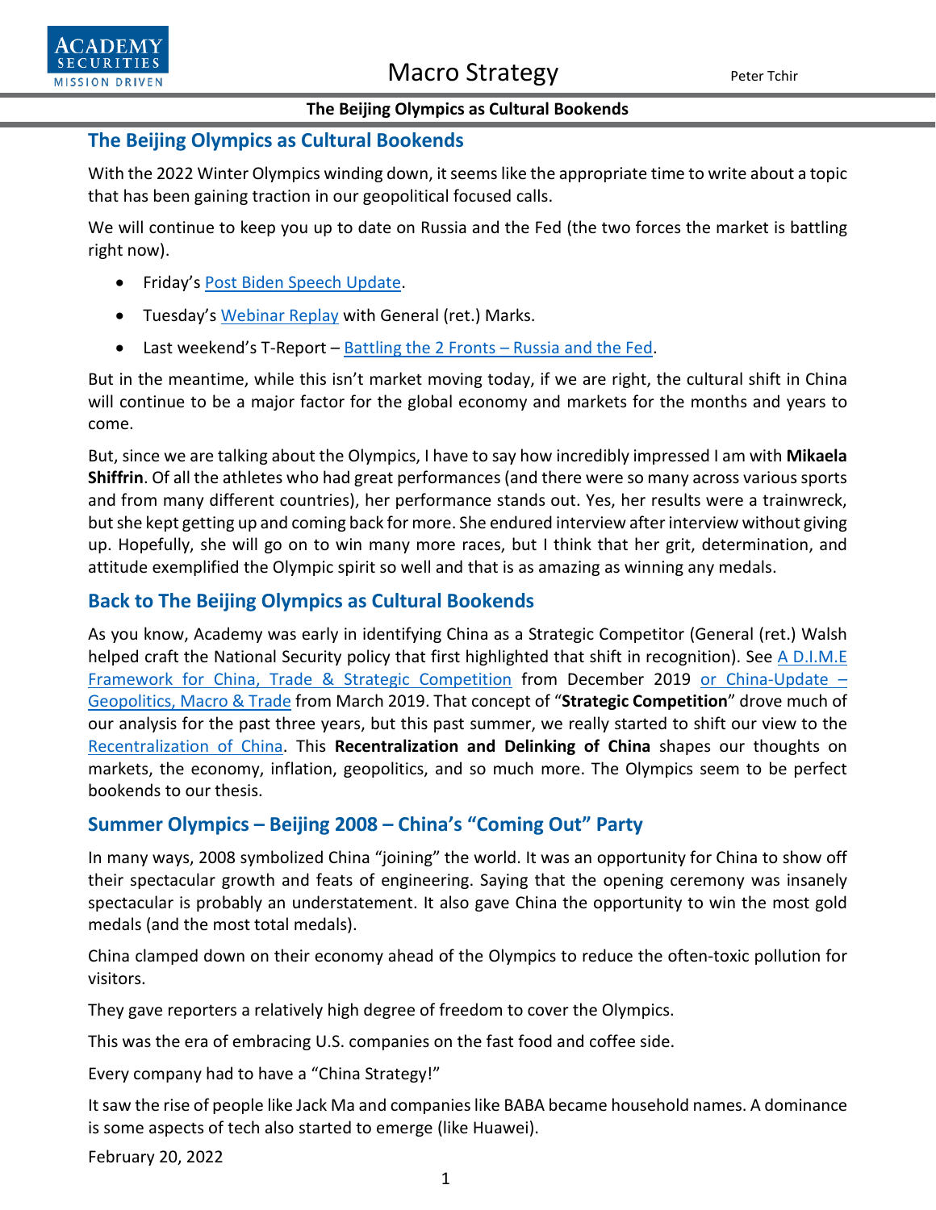## The Beijing Olympics as Cultural Bookends

With the 2022 Winter Olympics winding down, it seems like the appropriate time to write about a topic that has been gaining traction in our geopolitical focused calls.

We will continue to keep you up to date on Russia and the Fed (the two forces the market is battling right now).

- Friday's Post Biden Speech Update.
- Tuesday's Webinar Replay with General (ret.) Marks.
- Last weekend's T-Report – Battling the 2 Fronts – Russia and the Fed.

But in the meantime, while this isn't market moving today, if we are right, the cultural shift in China will continue to be a major factor for the global economy and markets for the months and years to come.

But, since we are talking about the Olympics, I have to say how incredibly impressed I am with **Mikaela Shiffrin**. Of all the athletes who had great performances (and there were so many across various sports and from many different countries), her performance stands out. Yes, her results were a trainwreck, but she kept getting up and coming back for more. She endured interview after interview without giving up. Hopefully, she will go on to win many more races, but I think that her grit, determination, and attitude exemplified the Olympic spirit so well and that is as amazing as winning any medals.

## Back to The Beijing Olympics as Cultural Bookends

As you know, Academy was early in identifying China as a Strategic Competitor (General (ret.) Walsh helped craft the National Security policy that first highlighted that shift in recognition). See A D.I.M.E Framework for China, Trade & Strategic Competition from December 2019 or China-Update – Geopolitics, Macro & Trade from March 2019. That concept of "**Strategic Competition**" drove much of our analysis for the past three years, but this past summer, we really started to shift our view to the Recentralization of China. This **Recentralization and Delinking of China** shapes our thoughts on markets, the economy, inflation, geopolitics, and so much more. The Olympics seem to be perfect bookends to our thesis.

## Summer Olympics – Beijing 2008 – China's "Coming Out" Party

In many ways, 2008 symbolized China "joining" the world. It was an opportunity for China to show off their spectacular growth and feats of engineering. Saying that the opening ceremony was insanely spectacular is probably an understatement. It also gave China the opportunity to win the most gold medals (and the most total medals).

China clamped down on their economy ahead of the Olympics to reduce the often-toxic pollution for visitors.

They gave reporters a relatively high degree of freedom to cover the Olympics.

This was the era of embracing U.S. companies on the fast food and coffee side.

Every company had to have a "China Strategy!"

It saw the rise of people like Jack Ma and companies like BABA became household names. A dominance is some aspects of tech also started to emerge (like Huawei).

February 20, 2022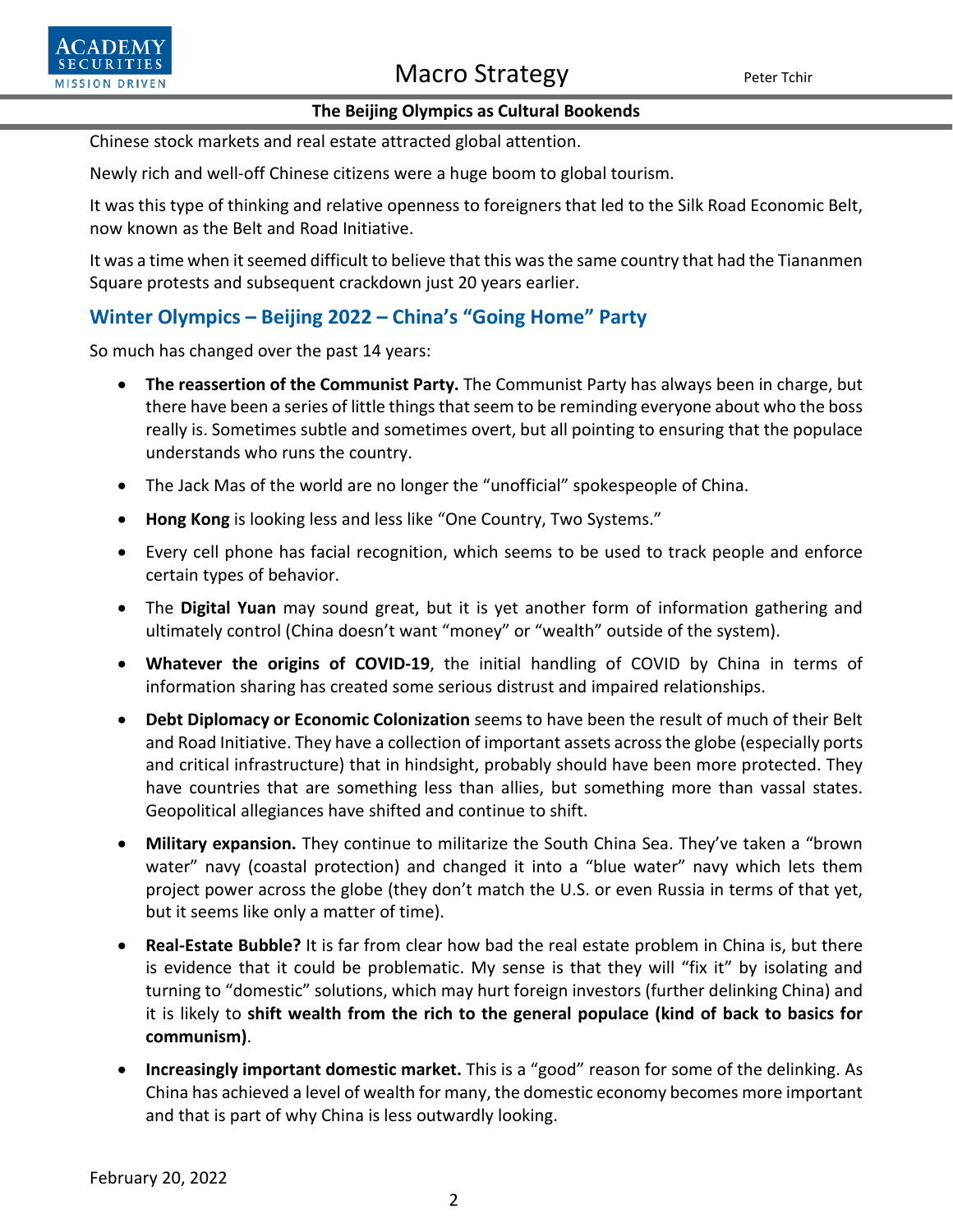Chinese stock markets and real estate attracted global attention.

Newly rich and well-off Chinese citizens were a huge boom to global tourism.

It was this type of thinking and relative openness to foreigners that led to the Silk Road Economic Belt, now known as the Belt and Road Initiative.

It was a time when it seemed difficult to believe that this was the same country that had the Tiananmen Square protests and subsequent crackdown just 20 years earlier.

## Winter Olympics – Beijing 2022 – China's "Going Home" Party

So much has changed over the past 14 years:

- **The reassertion of the Communist Party.** The Communist Party has always been in charge, but there have been a series of little things that seem to be reminding everyone about who the boss really is. Sometimes subtle and sometimes overt, but all pointing to ensuring that the populace understands who runs the country.
- The Jack Mas of the world are no longer the "unofficial" spokespeople of China.
- **Hong Kong** is looking less and less like "One Country, Two Systems."
- Every cell phone has facial recognition, which seems to be used to track people and enforce certain types of behavior.
- The **Digital Yuan** may sound great, but it is yet another form of information gathering and ultimately control (China doesn't want "money" or "wealth" outside of the system).
- **Whatever the origins of COVID-19**, the initial handling of COVID by China in terms of information sharing has created some serious distrust and impaired relationships.
- **Debt Diplomacy or Economic Colonization** seems to have been the result of much of their Belt and Road Initiative. They have a collection of important assets across the globe (especially ports and critical infrastructure) that in hindsight, probably should have been more protected. They have countries that are something less than allies, but something more than vassal states. Geopolitical allegiances have shifted and continue to shift.
- **Military expansion.** They continue to militarize the South China Sea. They've taken a "brown water" navy (coastal protection) and changed it into a "blue water" navy which lets them project power across the globe (they don't match the U.S. or even Russia in terms of that yet, but it seems like only a matter of time).
- **Real-Estate Bubble?** It is far from clear how bad the real estate problem in China is, but there is evidence that it could be problematic. My sense is that they will "fix it" by isolating and turning to "domestic" solutions, which may hurt foreign investors (further delinking China) and it is likely to **shift wealth from the rich to the general populace (kind of back to basics for communism)**.
- **Increasingly important domestic market.** This is a "good" reason for some of the delinking. As China has achieved a level of wealth for many, the domestic economy becomes more important and that is part of why China is less outwardly looking.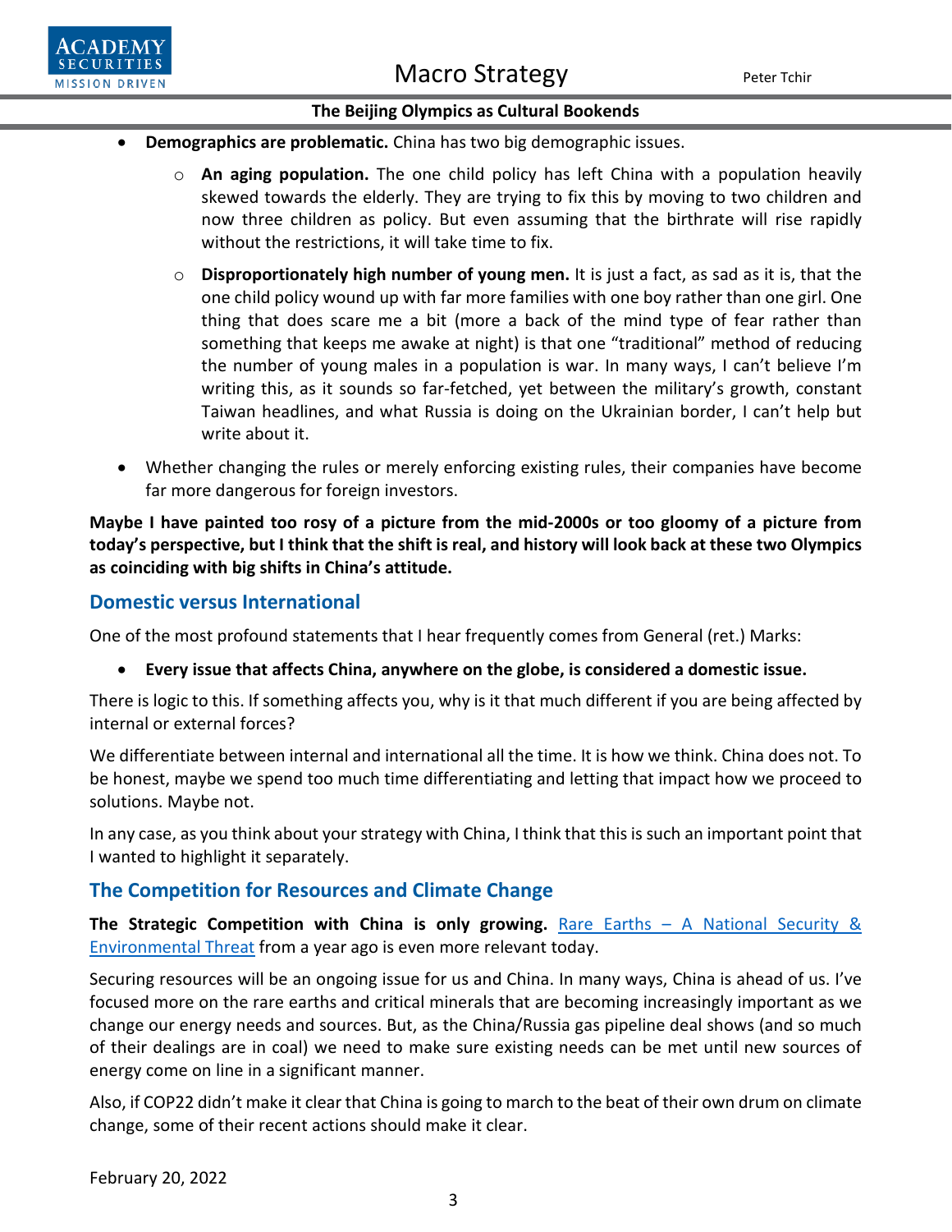- **Demographics are problematic.** China has two big demographic issues.
    - **An aging population.** The one child policy has left China with a population heavily skewed towards the elderly. They are trying to fix this by moving to two children and now three children as policy. But even assuming that the birthrate will rise rapidly without the restrictions, it will take time to fix.
    - **Disproportionately high number of young men.** It is just a fact, as sad as it is, that the one child policy wound up with far more families with one boy rather than one girl. One thing that does scare me a bit (more a back of the mind type of fear rather than something that keeps me awake at night) is that one "traditional" method of reducing the number of young males in a population is war. In many ways, I can't believe I'm writing this, as it sounds so far-fetched, yet between the military's growth, constant Taiwan headlines, and what Russia is doing on the Ukrainian border, I can't help but write about it.
- Whether changing the rules or merely enforcing existing rules, their companies have become far more dangerous for foreign investors.

**Maybe I have painted too rosy of a picture from the mid-2000s or too gloomy of a picture from today's perspective, but I think that the shift is real, and history will look back at these two Olympics as coinciding with big shifts in China's attitude.**

## Domestic versus International

One of the most profound statements that I hear frequently comes from General (ret.) Marks:

- **Every issue that affects China, anywhere on the globe, is considered a domestic issue.**

There is logic to this. If something affects you, why is it that much different if you are being affected by internal or external forces?

We differentiate between internal and international all the time. It is how we think. China does not. To be honest, maybe we spend too much time differentiating and letting that impact how we proceed to solutions. Maybe not.

In any case, as you think about your strategy with China, I think that this is such an important point that I wanted to highlight it separately.

## The Competition for Resources and Climate Change

**The Strategic Competition with China is only growing.** Rare Earths – A National Security & Environmental Threat from a year ago is even more relevant today.

Securing resources will be an ongoing issue for us and China. In many ways, China is ahead of us. I've focused more on the rare earths and critical minerals that are becoming increasingly important as we change our energy needs and sources. But, as the China/Russia gas pipeline deal shows (and so much of their dealings are in coal) we need to make sure existing needs can be met until new sources of energy come on line in a significant manner.

Also, if COP22 didn't make it clear that China is going to march to the beat of their own drum on climate change, some of their recent actions should make it clear.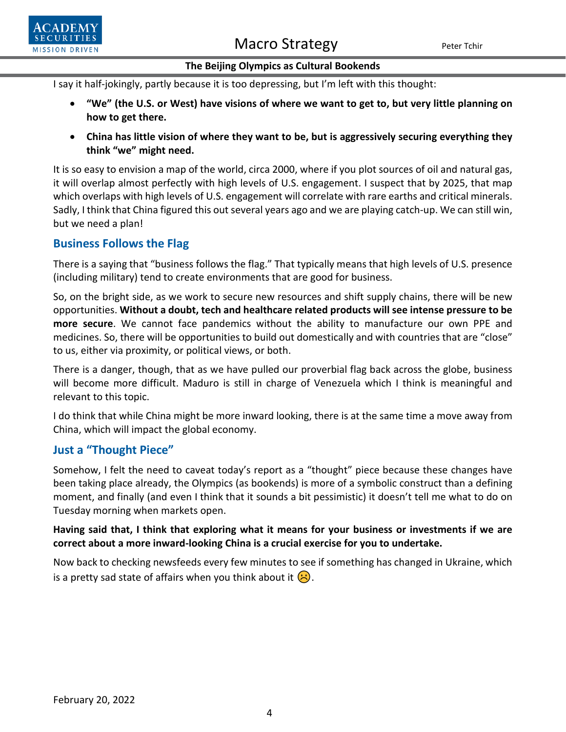I say it half-jokingly, partly because it is too depressing, but I'm left with this thought:

- **"We" (the U.S. or West) have visions of where we want to get to, but very little planning on how to get there.**
- **China has little vision of where they want to be, but is aggressively securing everything they think "we" might need.**

It is so easy to envision a map of the world, circa 2000, where if you plot sources of oil and natural gas, it will overlap almost perfectly with high levels of U.S. engagement. I suspect that by 2025, that map which overlaps with high levels of U.S. engagement will correlate with rare earths and critical minerals. Sadly, I think that China figured this out several years ago and we are playing catch-up. We can still win, but we need a plan!

## Business Follows the Flag

There is a saying that "business follows the flag." That typically means that high levels of U.S. presence (including military) tend to create environments that are good for business.

So, on the bright side, as we work to secure new resources and shift supply chains, there will be new opportunities. **Without a doubt, tech and healthcare related products will see intense pressure to be more secure**. We cannot face pandemics without the ability to manufacture our own PPE and medicines. So, there will be opportunities to build out domestically and with countries that are "close" to us, either via proximity, or political views, or both.

There is a danger, though, that as we have pulled our proverbial flag back across the globe, business will become more difficult. Maduro is still in charge of Venezuela which I think is meaningful and relevant to this topic.

I do think that while China might be more inward looking, there is at the same time a move away from China, which will impact the global economy.

## Just a "Thought Piece"

Somehow, I felt the need to caveat today's report as a "thought" piece because these changes have been taking place already, the Olympics (as bookends) is more of a symbolic construct than a defining moment, and finally (and even I think that it sounds a bit pessimistic) it doesn't tell me what to do on Tuesday morning when markets open.

**Having said that, I think that exploring what it means for your business or investments if we are correct about a more inward-looking China is a crucial exercise for you to undertake.**

Now back to checking newsfeeds every few minutes to see if something has changed in Ukraine, which is a pretty sad state of affairs when you think about it ☹.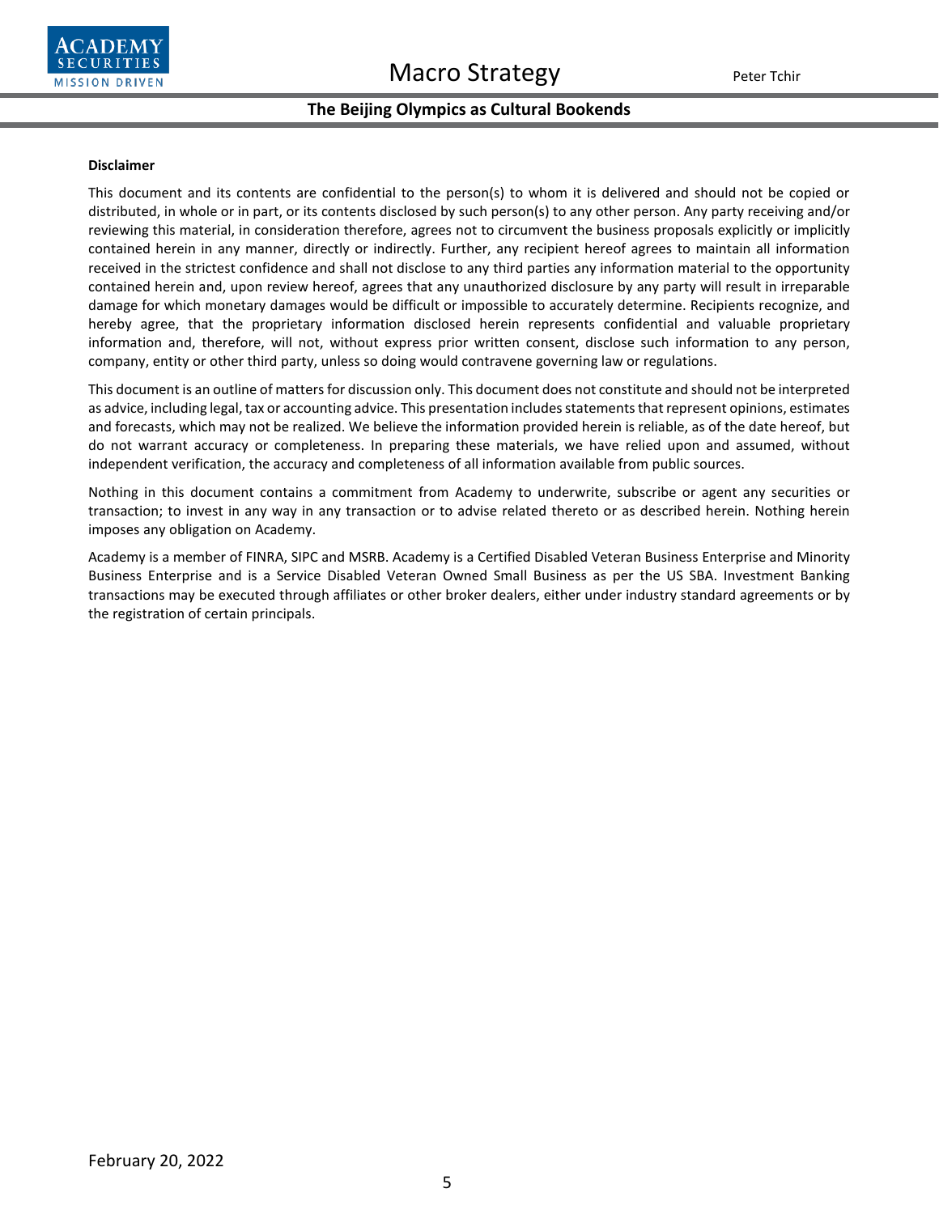**Disclaimer**

This document and its contents are confidential to the person(s) to whom it is delivered and should not be copied or distributed, in whole or in part, or its contents disclosed by such person(s) to any other person. Any party receiving and/or reviewing this material, in consideration therefore, agrees not to circumvent the business proposals explicitly or implicitly contained herein in any manner, directly or indirectly. Further, any recipient hereof agrees to maintain all information received in the strictest confidence and shall not disclose to any third parties any information material to the opportunity contained herein and, upon review hereof, agrees that any unauthorized disclosure by any party will result in irreparable damage for which monetary damages would be difficult or impossible to accurately determine. Recipients recognize, and hereby agree, that the proprietary information disclosed herein represents confidential and valuable proprietary information and, therefore, will not, without express prior written consent, disclose such information to any person, company, entity or other third party, unless so doing would contravene governing law or regulations.

This document is an outline of matters for discussion only. This document does not constitute and should not be interpreted as advice, including legal, tax or accounting advice. This presentation includes statements that represent opinions, estimates and forecasts, which may not be realized. We believe the information provided herein is reliable, as of the date hereof, but do not warrant accuracy or completeness. In preparing these materials, we have relied upon and assumed, without independent verification, the accuracy and completeness of all information available from public sources.

Nothing in this document contains a commitment from Academy to underwrite, subscribe or agent any securities or transaction; to invest in any way in any transaction or to advise related thereto or as described herein. Nothing herein imposes any obligation on Academy.

Academy is a member of FINRA, SIPC and MSRB. Academy is a Certified Disabled Veteran Business Enterprise and Minority Business Enterprise and is a Service Disabled Veteran Owned Small Business as per the US SBA. Investment Banking transactions may be executed through affiliates or other broker dealers, either under industry standard agreements or by the registration of certain principals.